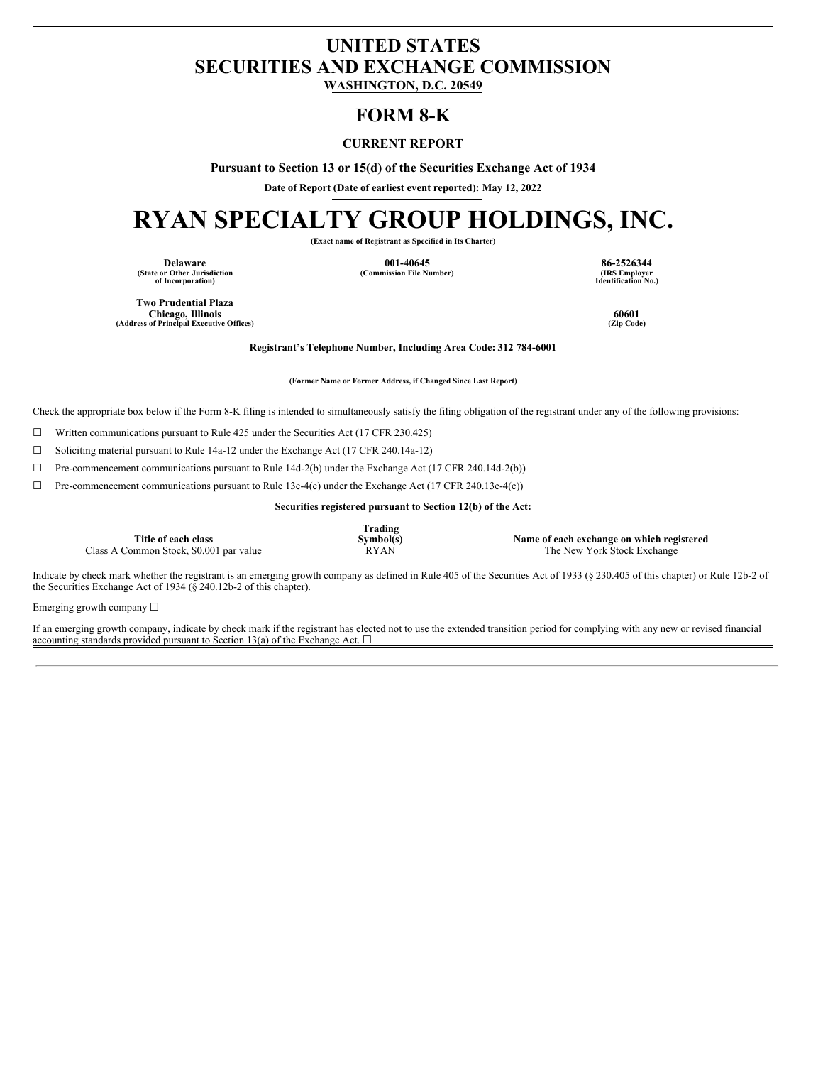# UNITED STATES
# SECURITIES AND EXCHANGE COMMISSION
**WASHINGTON, D.C. 20549**

## FORM 8-K

**CURRENT REPORT**

**Pursuant to Section 13 or 15(d) of the Securities Exchange Act of 1934**

**Date of Report (Date of earliest event reported): May 12, 2022**

# RYAN SPECIALTY GROUP HOLDINGS, INC.

**(Exact name of Registrant as Specified in Its Charter)**

| Delaware | 001-40645 | 86-2526344 |
|---|---|---|
| (State or Other Jurisdiction of Incorporation) | (Commission File Number) | (IRS Employer Identification No.) |

| Two Prudential Plaza Chicago, Illinois | 60601 |
|---|---|
| (Address of Principal Executive Offices) | (Zip Code) |

**Registrant's Telephone Number, Including Area Code: 312 784-6001**

**(Former Name or Former Address, if Changed Since Last Report)**

Check the appropriate box below if the Form 8-K filing is intended to simultaneously satisfy the filing obligation of the registrant under any of the following provisions:

☐ Written communications pursuant to Rule 425 under the Securities Act (17 CFR 230.425)

☐ Soliciting material pursuant to Rule 14a-12 under the Exchange Act (17 CFR 240.14a-12)

☐ Pre-commencement communications pursuant to Rule 14d-2(b) under the Exchange Act (17 CFR 240.14d-2(b))

☐ Pre-commencement communications pursuant to Rule 13e-4(c) under the Exchange Act (17 CFR 240.13e-4(c))

**Securities registered pursuant to Section 12(b) of the Act:**

| Title of each class | Trading Symbol(s) | Name of each exchange on which registered |
|---|---|---|
| Class A Common Stock, $0.001 par value | RYAN | The New York Stock Exchange |

Indicate by check mark whether the registrant is an emerging growth company as defined in Rule 405 of the Securities Act of 1933 (§ 230.405 of this chapter) or Rule 12b-2 of the Securities Exchange Act of 1934 (§ 240.12b-2 of this chapter).

Emerging growth company ☐

If an emerging growth company, indicate by check mark if the registrant has elected not to use the extended transition period for complying with any new or revised financial accounting standards provided pursuant to Section 13(a) of the Exchange Act. ☐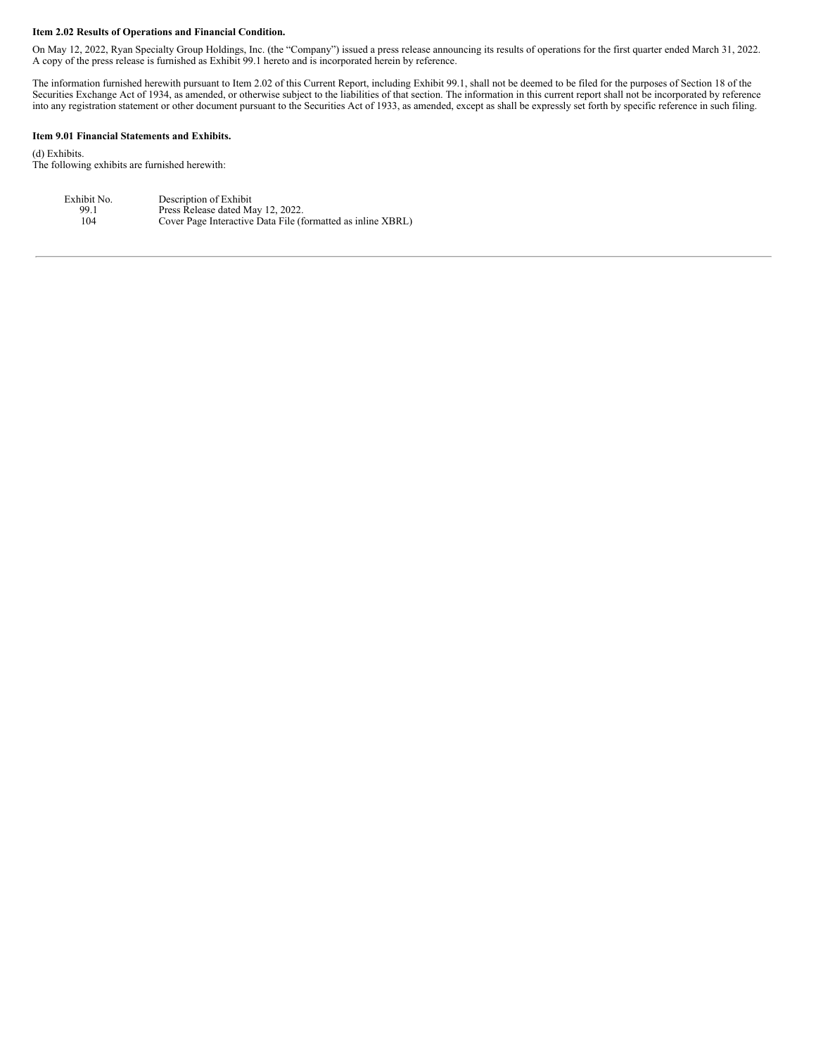**Item 2.02 Results of Operations and Financial Condition.**

On May 12, 2022, Ryan Specialty Group Holdings, Inc. (the "Company") issued a press release announcing its results of operations for the first quarter ended March 31, 2022. A copy of the press release is furnished as Exhibit 99.1 hereto and is incorporated herein by reference.

The information furnished herewith pursuant to Item 2.02 of this Current Report, including Exhibit 99.1, shall not be deemed to be filed for the purposes of Section 18 of the Securities Exchange Act of 1934, as amended, or otherwise subject to the liabilities of that section. The information in this current report shall not be incorporated by reference into any registration statement or other document pursuant to the Securities Act of 1933, as amended, except as shall be expressly set forth by specific reference in such filing.

**Item 9.01 Financial Statements and Exhibits.**

(d) Exhibits.
The following exhibits are furnished herewith:

| Exhibit No. | Description of Exhibit |
|---|---|
| 99.1 | Press Release dated May 12, 2022. |
| 104 | Cover Page Interactive Data File (formatted as inline XBRL) |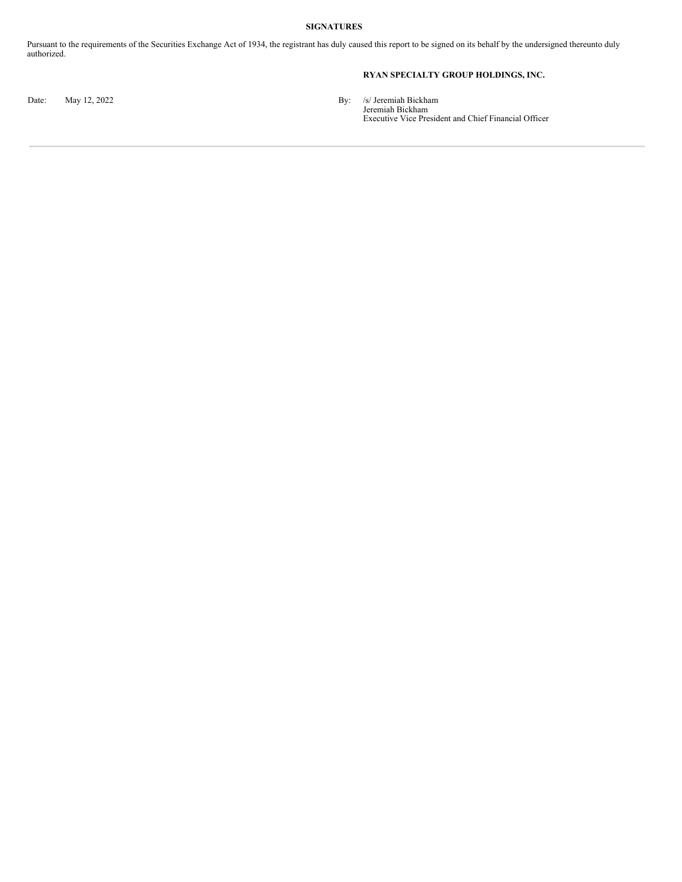**SIGNATURES**

Pursuant to the requirements of the Securities Exchange Act of 1934, the registrant has duly caused this report to be signed on its behalf by the undersigned thereunto duly authorized.

**RYAN SPECIALTY GROUP HOLDINGS, INC.**

| | | | |
|---|---|---|---|
| Date: | May 12, 2022 | By: | /s/ Jeremiah Bickham |
| | | | Jeremiah Bickham |
| | | | Executive Vice President and Chief Financial Officer |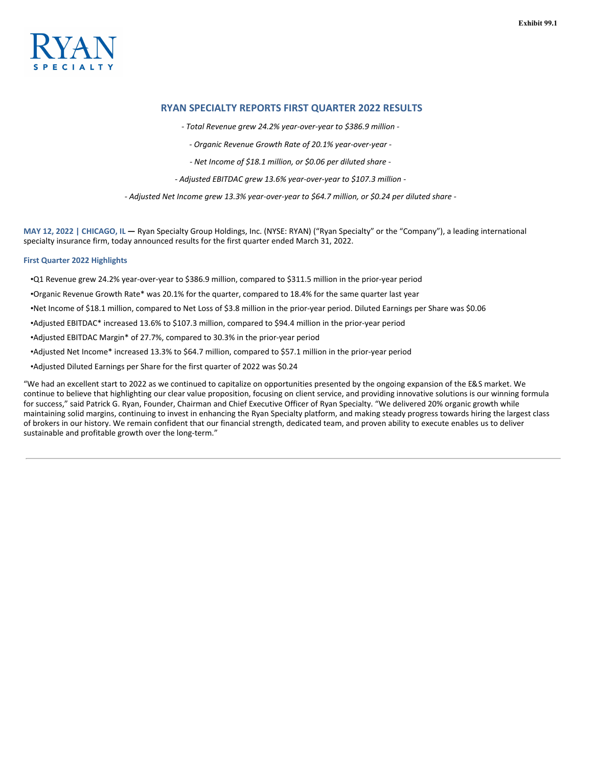Exhibit 99.1

RYAN SPECIALTY

## RYAN SPECIALTY REPORTS FIRST QUARTER 2022 RESULTS

*- Total Revenue grew 24.2% year-over-year to $386.9 million -*

*- Organic Revenue Growth Rate of 20.1% year-over-year -*

*- Net Income of $18.1 million, or $0.06 per diluted share -*

*- Adjusted EBITDAC grew 13.6% year-over-year to $107.3 million -*

*- Adjusted Net Income grew 13.3% year-over-year to $64.7 million, or $0.24 per diluted share -*

**MAY 12, 2022 | CHICAGO, IL —** Ryan Specialty Group Holdings, Inc. (NYSE: RYAN) ("Ryan Specialty" or the "Company"), a leading international specialty insurance firm, today announced results for the first quarter ended March 31, 2022.

### First Quarter 2022 Highlights

- Q1 Revenue grew 24.2% year-over-year to $386.9 million, compared to $311.5 million in the prior-year period
- Organic Revenue Growth Rate* was 20.1% for the quarter, compared to 18.4% for the same quarter last year
- Net Income of $18.1 million, compared to Net Loss of $3.8 million in the prior-year period. Diluted Earnings per Share was $0.06
- Adjusted EBITDAC* increased 13.6% to $107.3 million, compared to $94.4 million in the prior-year period
- Adjusted EBITDAC Margin* of 27.7%, compared to 30.3% in the prior-year period
- Adjusted Net Income* increased 13.3% to $64.7 million, compared to $57.1 million in the prior-year period
- Adjusted Diluted Earnings per Share for the first quarter of 2022 was $0.24

"We had an excellent start to 2022 as we continued to capitalize on opportunities presented by the ongoing expansion of the E&S market. We continue to believe that highlighting our clear value proposition, focusing on client service, and providing innovative solutions is our winning formula for success," said Patrick G. Ryan, Founder, Chairman and Chief Executive Officer of Ryan Specialty. "We delivered 20% organic growth while maintaining solid margins, continuing to invest in enhancing the Ryan Specialty platform, and making steady progress towards hiring the largest class of brokers in our history. We remain confident that our financial strength, dedicated team, and proven ability to execute enables us to deliver sustainable and profitable growth over the long-term."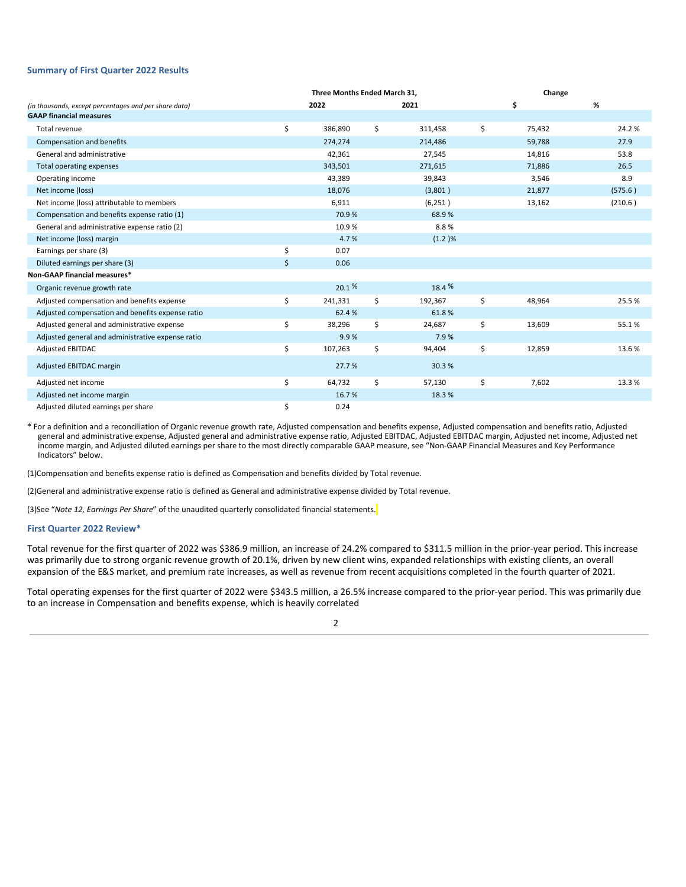### Summary of First Quarter 2022 Results

| *(in thousands, except percentages and per share data)* | Three Months Ended March 31, 2022 | 2021 | Change $ | % |
|---|---|---|---|---|
| **GAAP financial measures** | | | | |
| Total revenue | $ 386,890 | $ 311,458 | $ 75,432 | 24.2 % |
| Compensation and benefits | 274,274 | 214,486 | 59,788 | 27.9 |
| General and administrative | 42,361 | 27,545 | 14,816 | 53.8 |
| Total operating expenses | 343,501 | 271,615 | 71,886 | 26.5 |
| Operating income | 43,389 | 39,843 | 3,546 | 8.9 |
| Net income (loss) | 18,076 | (3,801 ) | 21,877 | (575.6 ) |
| Net income (loss) attributable to members | 6,911 | (6,251 ) | 13,162 | (210.6 ) |
| Compensation and benefits expense ratio (1) | 70.9 % | 68.9 % | | |
| General and administrative expense ratio (2) | 10.9 % | 8.8 % | | |
| Net income (loss) margin | 4.7 % | (1.2 )% | | |
| Earnings per share (3) | $ 0.07 | | | |
| Diluted earnings per share (3) | $ 0.06 | | | |
| **Non-GAAP financial measures*** | | | | |
| Organic revenue growth rate | 20.1 % | 18.4 % | | |
| Adjusted compensation and benefits expense | $ 241,331 | $ 192,367 | $ 48,964 | 25.5 % |
| Adjusted compensation and benefits expense ratio | 62.4 % | 61.8 % | | |
| Adjusted general and administrative expense | $ 38,296 | $ 24,687 | $ 13,609 | 55.1 % |
| Adjusted general and administrative expense ratio | 9.9 % | 7.9 % | | |
| Adjusted EBITDAC | $ 107,263 | $ 94,404 | $ 12,859 | 13.6 % |
| Adjusted EBITDAC margin | 27.7 % | 30.3 % | | |
| Adjusted net income | $ 64,732 | $ 57,130 | $ 7,602 | 13.3 % |
| Adjusted net income margin | 16.7 % | 18.3 % | | |
| Adjusted diluted earnings per share | $ 0.24 | | | |

* For a definition and a reconciliation of Organic revenue growth rate, Adjusted compensation and benefits expense, Adjusted compensation and benefits ratio, Adjusted general and administrative expense, Adjusted general and administrative expense ratio, Adjusted EBITDAC, Adjusted EBITDAC margin, Adjusted net income, Adjusted net income margin, and Adjusted diluted earnings per share to the most directly comparable GAAP measure, see "Non-GAAP Financial Measures and Key Performance Indicators" below.

(1)Compensation and benefits expense ratio is defined as Compensation and benefits divided by Total revenue.

(2)General and administrative expense ratio is defined as General and administrative expense divided by Total revenue.

(3)See "*Note 12, Earnings Per Share*" of the unaudited quarterly consolidated financial statements.

### First Quarter 2022 Review*

Total revenue for the first quarter of 2022 was $386.9 million, an increase of 24.2% compared to $311.5 million in the prior-year period. This increase was primarily due to strong organic revenue growth of 20.1%, driven by new client wins, expanded relationships with existing clients, an overall expansion of the E&S market, and premium rate increases, as well as revenue from recent acquisitions completed in the fourth quarter of 2021.

Total operating expenses for the first quarter of 2022 were $343.5 million, a 26.5% increase compared to the prior-year period. This was primarily due to an increase in Compensation and benefits expense, which is heavily correlated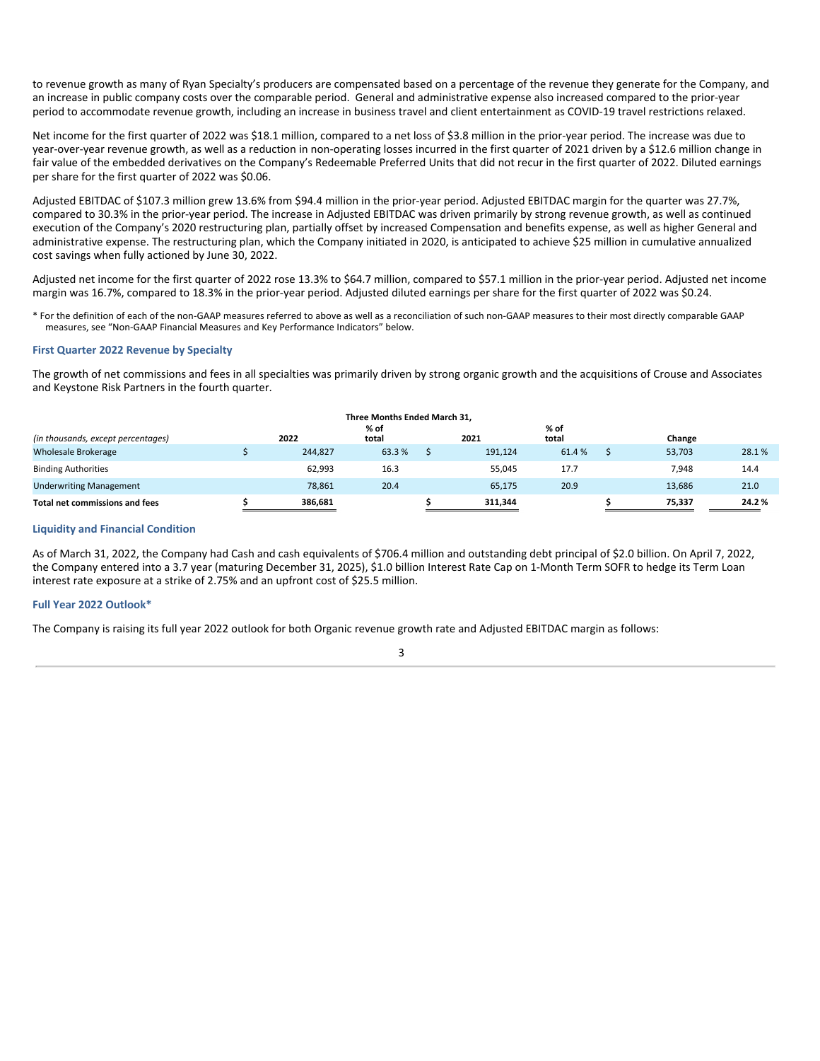to revenue growth as many of Ryan Specialty's producers are compensated based on a percentage of the revenue they generate for the Company, and an increase in public company costs over the comparable period. General and administrative expense also increased compared to the prior-year period to accommodate revenue growth, including an increase in business travel and client entertainment as COVID-19 travel restrictions relaxed.

Net income for the first quarter of 2022 was $18.1 million, compared to a net loss of $3.8 million in the prior-year period. The increase was due to year-over-year revenue growth, as well as a reduction in non-operating losses incurred in the first quarter of 2021 driven by a $12.6 million change in fair value of the embedded derivatives on the Company's Redeemable Preferred Units that did not recur in the first quarter of 2022. Diluted earnings per share for the first quarter of 2022 was $0.06.

Adjusted EBITDAC of $107.3 million grew 13.6% from $94.4 million in the prior-year period. Adjusted EBITDAC margin for the quarter was 27.7%, compared to 30.3% in the prior-year period. The increase in Adjusted EBITDAC was driven primarily by strong revenue growth, as well as continued execution of the Company's 2020 restructuring plan, partially offset by increased Compensation and benefits expense, as well as higher General and administrative expense. The restructuring plan, which the Company initiated in 2020, is anticipated to achieve $25 million in cumulative annualized cost savings when fully actioned by June 30, 2022.

Adjusted net income for the first quarter of 2022 rose 13.3% to $64.7 million, compared to $57.1 million in the prior-year period. Adjusted net income margin was 16.7%, compared to 18.3% in the prior-year period. Adjusted diluted earnings per share for the first quarter of 2022 was $0.24.

* For the definition of each of the non-GAAP measures referred to above as well as a reconciliation of such non-GAAP measures to their most directly comparable GAAP measures, see "Non-GAAP Financial Measures and Key Performance Indicators" below.

### First Quarter 2022 Revenue by Specialty

The growth of net commissions and fees in all specialties was primarily driven by strong organic growth and the acquisitions of Crouse and Associates and Keystone Risk Partners in the fourth quarter.

| | Three Months Ended March 31, | | | | | |
|---|---|---|---|---|---|---|
| *(in thousands, except percentages)* | 2022 | % of total | 2021 | % of total | Change | |
| Wholesale Brokerage | $ 244,827 | 63.3 % | $ 191,124 | 61.4 % | $ 53,703 | 28.1 % |
| Binding Authorities | 62,993 | 16.3 | 55,045 | 17.7 | 7,948 | 14.4 |
| Underwriting Management | 78,861 | 20.4 | 65,175 | 20.9 | 13,686 | 21.0 |
| **Total net commissions and fees** | **$ 386,681** | | **$ 311,344** | | **$ 75,337** | **24.2 %** |

### Liquidity and Financial Condition

As of March 31, 2022, the Company had Cash and cash equivalents of $706.4 million and outstanding debt principal of $2.0 billion. On April 7, 2022, the Company entered into a 3.7 year (maturing December 31, 2025), $1.0 billion Interest Rate Cap on 1-Month Term SOFR to hedge its Term Loan interest rate exposure at a strike of 2.75% and an upfront cost of $25.5 million.

### Full Year 2022 Outlook*

The Company is raising its full year 2022 outlook for both Organic revenue growth rate and Adjusted EBITDAC margin as follows: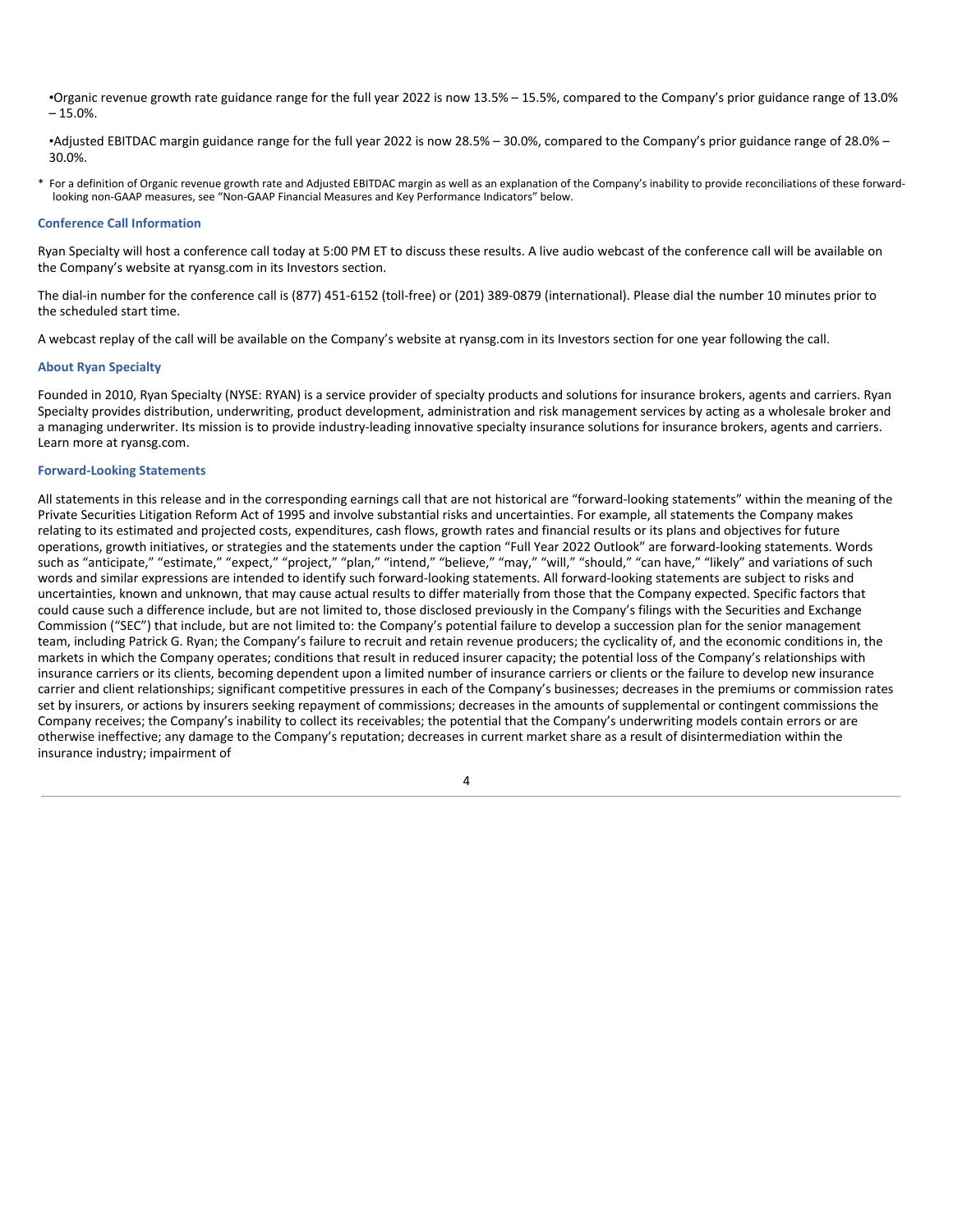- Organic revenue growth rate guidance range for the full year 2022 is now 13.5% – 15.5%, compared to the Company's prior guidance range of 13.0% – 15.0%.
- Adjusted EBITDAC margin guidance range for the full year 2022 is now 28.5% – 30.0%, compared to the Company's prior guidance range of 28.0% – 30.0%.

\* For a definition of Organic revenue growth rate and Adjusted EBITDAC margin as well as an explanation of the Company's inability to provide reconciliations of these forward-looking non-GAAP measures, see "Non-GAAP Financial Measures and Key Performance Indicators" below.

### Conference Call Information

Ryan Specialty will host a conference call today at 5:00 PM ET to discuss these results. A live audio webcast of the conference call will be available on the Company's website at ryansg.com in its Investors section.

The dial-in number for the conference call is (877) 451-6152 (toll-free) or (201) 389-0879 (international). Please dial the number 10 minutes prior to the scheduled start time.

A webcast replay of the call will be available on the Company's website at ryansg.com in its Investors section for one year following the call.

### About Ryan Specialty

Founded in 2010, Ryan Specialty (NYSE: RYAN) is a service provider of specialty products and solutions for insurance brokers, agents and carriers. Ryan Specialty provides distribution, underwriting, product development, administration and risk management services by acting as a wholesale broker and a managing underwriter. Its mission is to provide industry-leading innovative specialty insurance solutions for insurance brokers, agents and carriers. Learn more at ryansg.com.

### Forward-Looking Statements

All statements in this release and in the corresponding earnings call that are not historical are "forward-looking statements" within the meaning of the Private Securities Litigation Reform Act of 1995 and involve substantial risks and uncertainties. For example, all statements the Company makes relating to its estimated and projected costs, expenditures, cash flows, growth rates and financial results or its plans and objectives for future operations, growth initiatives, or strategies and the statements under the caption "Full Year 2022 Outlook" are forward-looking statements. Words such as "anticipate," "estimate," "expect," "project," "plan," "intend," "believe," "may," "will," "should," "can have," "likely" and variations of such words and similar expressions are intended to identify such forward-looking statements. All forward-looking statements are subject to risks and uncertainties, known and unknown, that may cause actual results to differ materially from those that the Company expected. Specific factors that could cause such a difference include, but are not limited to, those disclosed previously in the Company's filings with the Securities and Exchange Commission ("SEC") that include, but are not limited to: the Company's potential failure to develop a succession plan for the senior management team, including Patrick G. Ryan; the Company's failure to recruit and retain revenue producers; the cyclicality of, and the economic conditions in, the markets in which the Company operates; conditions that result in reduced insurer capacity; the potential loss of the Company's relationships with insurance carriers or its clients, becoming dependent upon a limited number of insurance carriers or clients or the failure to develop new insurance carrier and client relationships; significant competitive pressures in each of the Company's businesses; decreases in the premiums or commission rates set by insurers, or actions by insurers seeking repayment of commissions; decreases in the amounts of supplemental or contingent commissions the Company receives; the Company's inability to collect its receivables; the potential that the Company's underwriting models contain errors or are otherwise ineffective; any damage to the Company's reputation; decreases in current market share as a result of disintermediation within the insurance industry; impairment of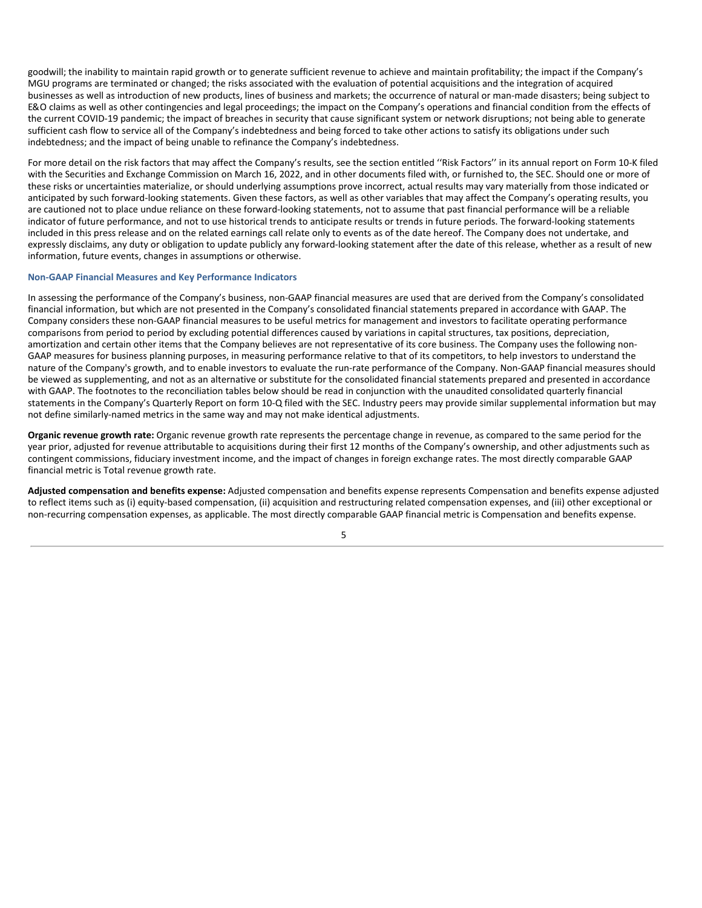goodwill; the inability to maintain rapid growth or to generate sufficient revenue to achieve and maintain profitability; the impact if the Company's MGU programs are terminated or changed; the risks associated with the evaluation of potential acquisitions and the integration of acquired businesses as well as introduction of new products, lines of business and markets; the occurrence of natural or man-made disasters; being subject to E&O claims as well as other contingencies and legal proceedings; the impact on the Company's operations and financial condition from the effects of the current COVID-19 pandemic; the impact of breaches in security that cause significant system or network disruptions; not being able to generate sufficient cash flow to service all of the Company's indebtedness and being forced to take other actions to satisfy its obligations under such indebtedness; and the impact of being unable to refinance the Company's indebtedness.

For more detail on the risk factors that may affect the Company's results, see the section entitled ''Risk Factors'' in its annual report on Form 10-K filed with the Securities and Exchange Commission on March 16, 2022, and in other documents filed with, or furnished to, the SEC. Should one or more of these risks or uncertainties materialize, or should underlying assumptions prove incorrect, actual results may vary materially from those indicated or anticipated by such forward-looking statements. Given these factors, as well as other variables that may affect the Company's operating results, you are cautioned not to place undue reliance on these forward-looking statements, not to assume that past financial performance will be a reliable indicator of future performance, and not to use historical trends to anticipate results or trends in future periods. The forward-looking statements included in this press release and on the related earnings call relate only to events as of the date hereof. The Company does not undertake, and expressly disclaims, any duty or obligation to update publicly any forward-looking statement after the date of this release, whether as a result of new information, future events, changes in assumptions or otherwise.

### Non-GAAP Financial Measures and Key Performance Indicators

In assessing the performance of the Company's business, non-GAAP financial measures are used that are derived from the Company's consolidated financial information, but which are not presented in the Company's consolidated financial statements prepared in accordance with GAAP. The Company considers these non-GAAP financial measures to be useful metrics for management and investors to facilitate operating performance comparisons from period to period by excluding potential differences caused by variations in capital structures, tax positions, depreciation, amortization and certain other items that the Company believes are not representative of its core business. The Company uses the following non-GAAP measures for business planning purposes, in measuring performance relative to that of its competitors, to help investors to understand the nature of the Company's growth, and to enable investors to evaluate the run-rate performance of the Company. Non-GAAP financial measures should be viewed as supplementing, and not as an alternative or substitute for the consolidated financial statements prepared and presented in accordance with GAAP. The footnotes to the reconciliation tables below should be read in conjunction with the unaudited consolidated quarterly financial statements in the Company's Quarterly Report on form 10-Q filed with the SEC. Industry peers may provide similar supplemental information but may not define similarly-named metrics in the same way and may not make identical adjustments.

**Organic revenue growth rate:** Organic revenue growth rate represents the percentage change in revenue, as compared to the same period for the year prior, adjusted for revenue attributable to acquisitions during their first 12 months of the Company's ownership, and other adjustments such as contingent commissions, fiduciary investment income, and the impact of changes in foreign exchange rates. The most directly comparable GAAP financial metric is Total revenue growth rate.

**Adjusted compensation and benefits expense:** Adjusted compensation and benefits expense represents Compensation and benefits expense adjusted to reflect items such as (i) equity-based compensation, (ii) acquisition and restructuring related compensation expenses, and (iii) other exceptional or non-recurring compensation expenses, as applicable. The most directly comparable GAAP financial metric is Compensation and benefits expense.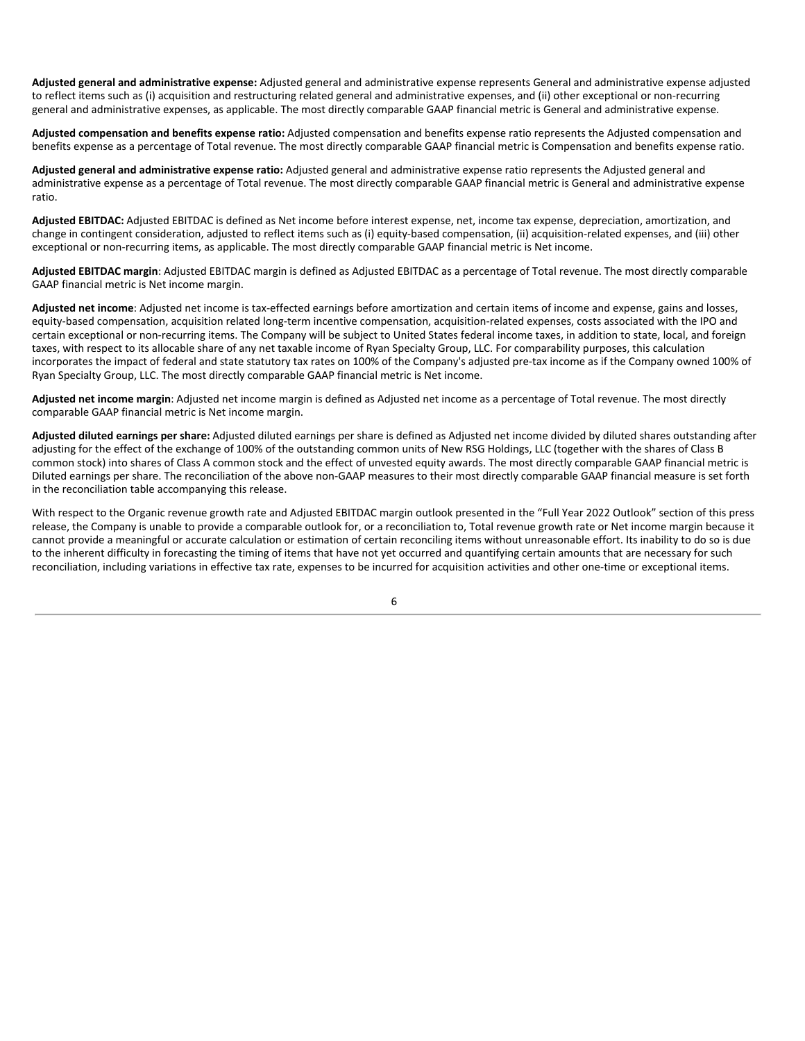**Adjusted general and administrative expense:** Adjusted general and administrative expense represents General and administrative expense adjusted to reflect items such as (i) acquisition and restructuring related general and administrative expenses, and (ii) other exceptional or non-recurring general and administrative expenses, as applicable. The most directly comparable GAAP financial metric is General and administrative expense.

**Adjusted compensation and benefits expense ratio:** Adjusted compensation and benefits expense ratio represents the Adjusted compensation and benefits expense as a percentage of Total revenue. The most directly comparable GAAP financial metric is Compensation and benefits expense ratio.

**Adjusted general and administrative expense ratio:** Adjusted general and administrative expense ratio represents the Adjusted general and administrative expense as a percentage of Total revenue. The most directly comparable GAAP financial metric is General and administrative expense ratio.

**Adjusted EBITDAC:** Adjusted EBITDAC is defined as Net income before interest expense, net, income tax expense, depreciation, amortization, and change in contingent consideration, adjusted to reflect items such as (i) equity-based compensation, (ii) acquisition-related expenses, and (iii) other exceptional or non-recurring items, as applicable. The most directly comparable GAAP financial metric is Net income.

**Adjusted EBITDAC margin**: Adjusted EBITDAC margin is defined as Adjusted EBITDAC as a percentage of Total revenue. The most directly comparable GAAP financial metric is Net income margin.

**Adjusted net income**: Adjusted net income is tax-effected earnings before amortization and certain items of income and expense, gains and losses, equity-based compensation, acquisition related long-term incentive compensation, acquisition-related expenses, costs associated with the IPO and certain exceptional or non-recurring items. The Company will be subject to United States federal income taxes, in addition to state, local, and foreign taxes, with respect to its allocable share of any net taxable income of Ryan Specialty Group, LLC. For comparability purposes, this calculation incorporates the impact of federal and state statutory tax rates on 100% of the Company's adjusted pre-tax income as if the Company owned 100% of Ryan Specialty Group, LLC. The most directly comparable GAAP financial metric is Net income.

**Adjusted net income margin**: Adjusted net income margin is defined as Adjusted net income as a percentage of Total revenue. The most directly comparable GAAP financial metric is Net income margin.

**Adjusted diluted earnings per share:** Adjusted diluted earnings per share is defined as Adjusted net income divided by diluted shares outstanding after adjusting for the effect of the exchange of 100% of the outstanding common units of New RSG Holdings, LLC (together with the shares of Class B common stock) into shares of Class A common stock and the effect of unvested equity awards. The most directly comparable GAAP financial metric is Diluted earnings per share. The reconciliation of the above non-GAAP measures to their most directly comparable GAAP financial measure is set forth in the reconciliation table accompanying this release.

With respect to the Organic revenue growth rate and Adjusted EBITDAC margin outlook presented in the "Full Year 2022 Outlook" section of this press release, the Company is unable to provide a comparable outlook for, or a reconciliation to, Total revenue growth rate or Net income margin because it cannot provide a meaningful or accurate calculation or estimation of certain reconciling items without unreasonable effort. Its inability to do so is due to the inherent difficulty in forecasting the timing of items that have not yet occurred and quantifying certain amounts that are necessary for such reconciliation, including variations in effective tax rate, expenses to be incurred for acquisition activities and other one-time or exceptional items.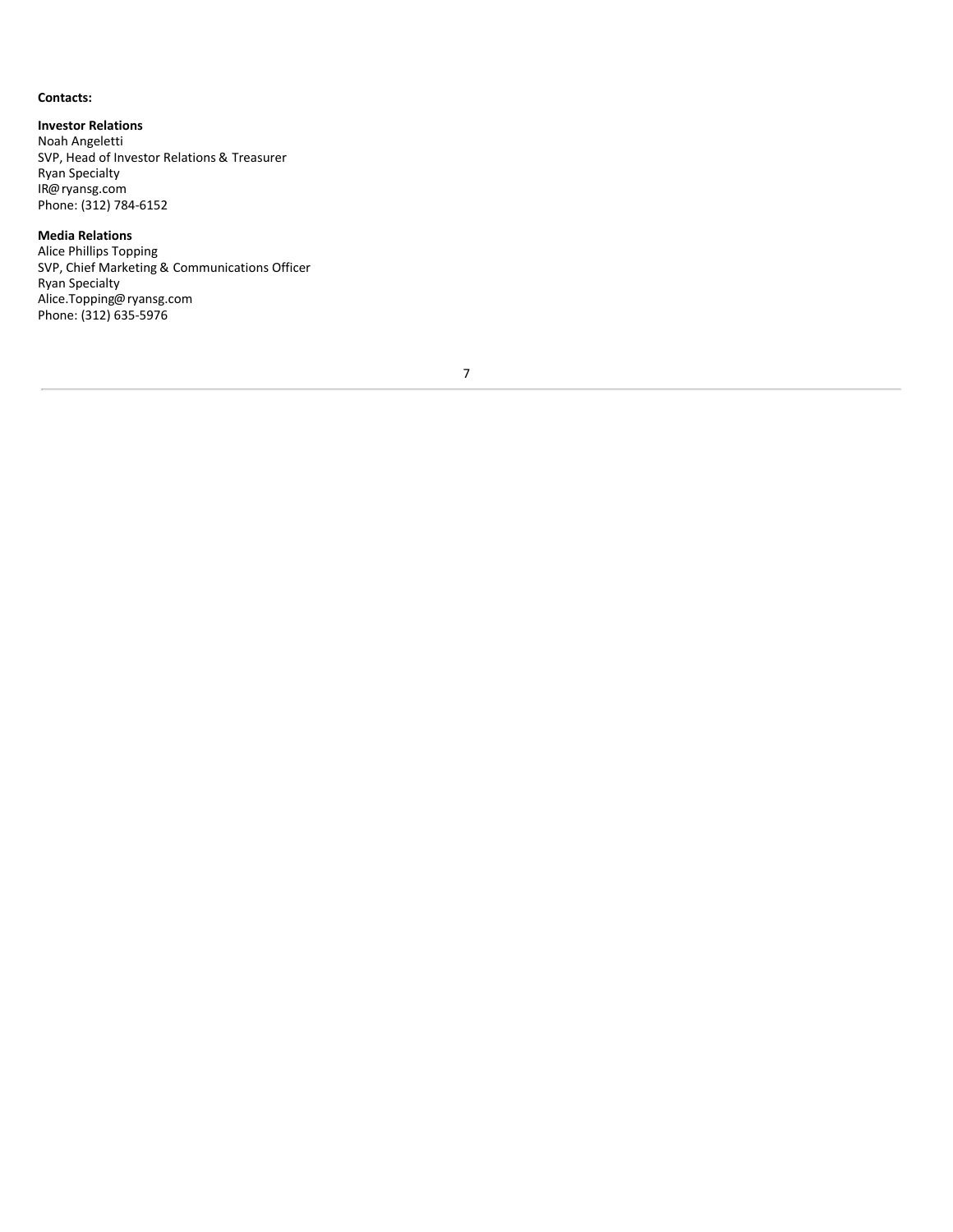**Contacts:**

**Investor Relations**
Noah Angeletti
SVP, Head of Investor Relations & Treasurer
Ryan Specialty
IR@ryansg.com
Phone: (312) 784-6152

**Media Relations**
Alice Phillips Topping
SVP, Chief Marketing & Communications Officer
Ryan Specialty
Alice.Topping@ryansg.com
Phone: (312) 635-5976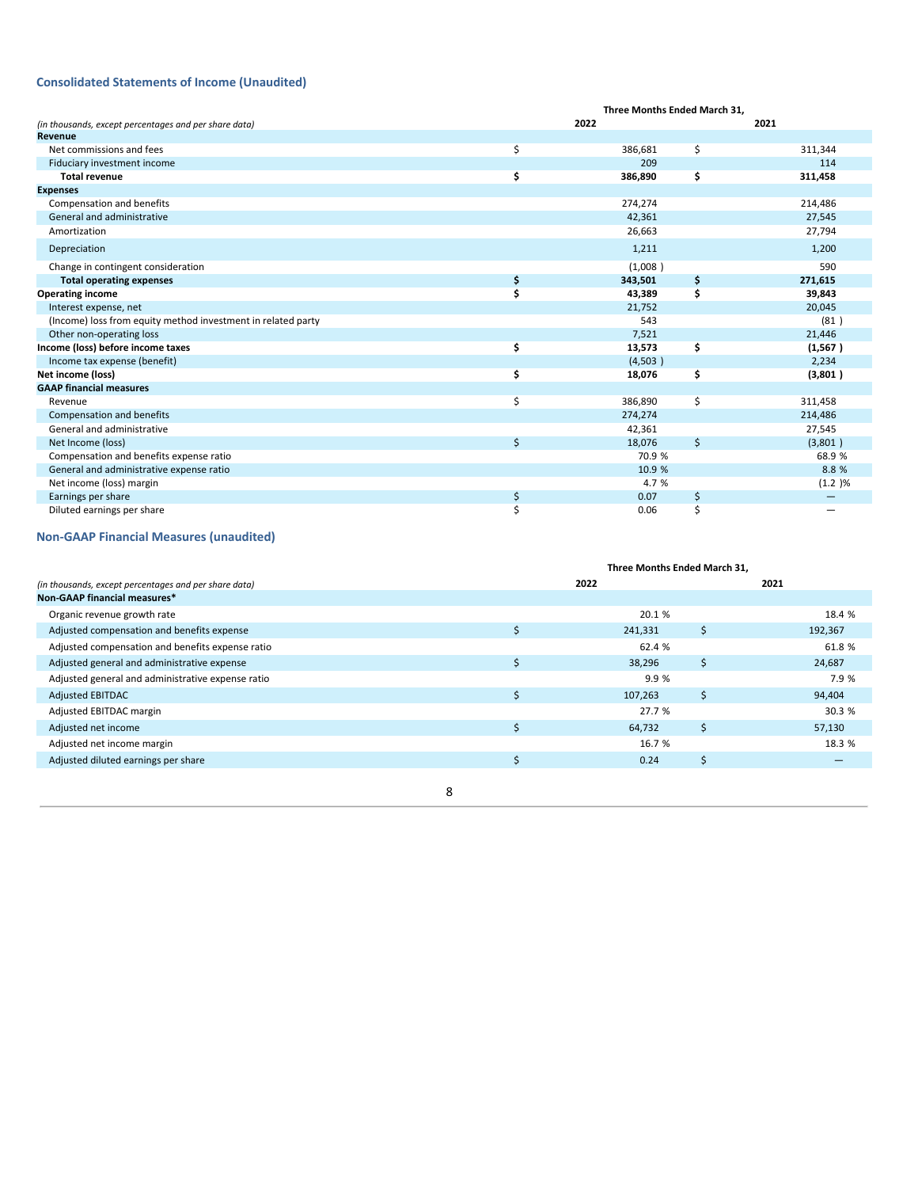### Consolidated Statements of Income (Unaudited)

| *(in thousands, except percentages and per share data)* | Three Months Ended March 31, 2022 | | Three Months Ended March 31, 2021 | |
|---|---|---|---|---|
| **Revenue** | | | | |
| Net commissions and fees | $ | 386,681 | $ | 311,344 |
| Fiduciary investment income | | 209 | | 114 |
| **Total revenue** | **$** | **386,890** | **$** | **311,458** |
| **Expenses** | | | | |
| Compensation and benefits | | 274,274 | | 214,486 |
| General and administrative | | 42,361 | | 27,545 |
| Amortization | | 26,663 | | 27,794 |
| Depreciation | | 1,211 | | 1,200 |
| Change in contingent consideration | | (1,008 ) | | 590 |
| **Total operating expenses** | **$** | **343,501** | **$** | **271,615** |
| **Operating income** | **$** | **43,389** | **$** | **39,843** |
| Interest expense, net | | 21,752 | | 20,045 |
| (Income) loss from equity method investment in related party | | 543 | | (81 ) |
| Other non-operating loss | | 7,521 | | 21,446 |
| **Income (loss) before income taxes** | **$** | **13,573** | **$** | **(1,567 )** |
| Income tax expense (benefit) | | (4,503 ) | | 2,234 |
| **Net income (loss)** | **$** | **18,076** | **$** | **(3,801 )** |
| **GAAP financial measures** | | | | |
| Revenue | $ | 386,890 | $ | 311,458 |
| Compensation and benefits | | 274,274 | | 214,486 |
| General and administrative | | 42,361 | | 27,545 |
| Net Income (loss) | $ | 18,076 | $ | (3,801 ) |
| Compensation and benefits expense ratio | | 70.9 % | | 68.9 % |
| General and administrative expense ratio | | 10.9 % | | 8.8 % |
| Net income (loss) margin | | 4.7 % | | (1.2 )% |
| Earnings per share | $ | 0.07 | $ | — |
| Diluted earnings per share | $ | 0.06 | $ | — |

### Non-GAAP Financial Measures (unaudited)

| *(in thousands, except percentages and per share data)* | Three Months Ended March 31, 2022 | | Three Months Ended March 31, 2021 | |
|---|---|---|---|---|
| **Non-GAAP financial measures*** | | | | |
| Organic revenue growth rate | | 20.1 % | | 18.4 % |
| Adjusted compensation and benefits expense | $ | 241,331 | $ | 192,367 |
| Adjusted compensation and benefits expense ratio | | 62.4 % | | 61.8 % |
| Adjusted general and administrative expense | $ | 38,296 | $ | 24,687 |
| Adjusted general and administrative expense ratio | | 9.9 % | | 7.9 % |
| Adjusted EBITDAC | $ | 107,263 | $ | 94,404 |
| Adjusted EBITDAC margin | | 27.7 % | | 30.3 % |
| Adjusted net income | $ | 64,732 | $ | 57,130 |
| Adjusted net income margin | | 16.7 % | | 18.3 % |
| Adjusted diluted earnings per share | $ | 0.24 | $ | — |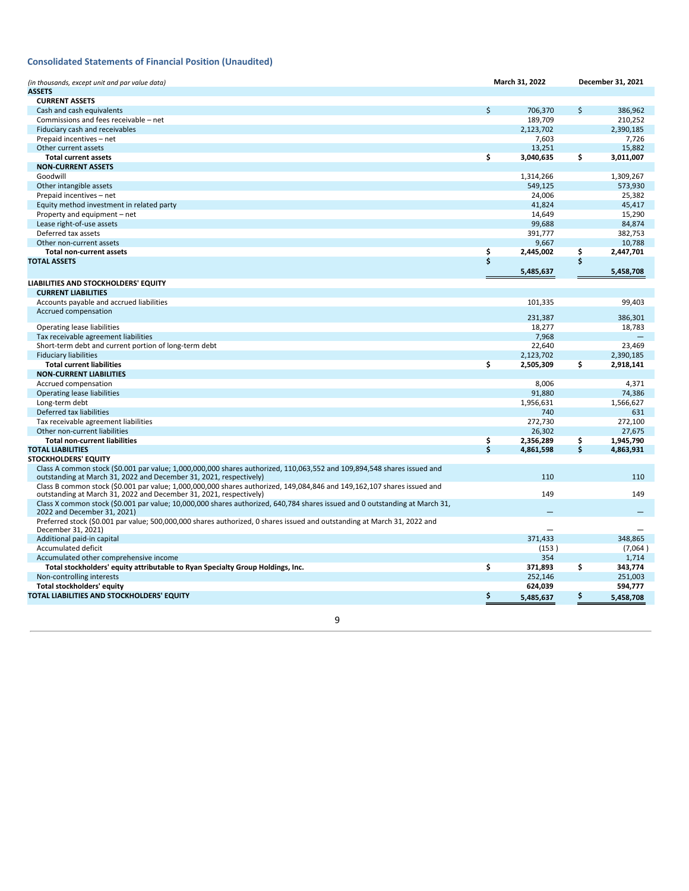## Consolidated Statements of Financial Position (Unaudited)

| *(in thousands, except unit and par value data)* | March 31, 2022 | December 31, 2021 |
|---|---|---|
| **ASSETS** | | |
| **CURRENT ASSETS** | | |
| Cash and cash equivalents | $ 706,370 | $ 386,962 |
| Commissions and fees receivable – net | 189,709 | 210,252 |
| Fiduciary cash and receivables | 2,123,702 | 2,390,185 |
| Prepaid incentives – net | 7,603 | 7,726 |
| Other current assets | 13,251 | 15,882 |
| **Total current assets** | **$ 3,040,635** | **$ 3,011,007** |
| **NON-CURRENT ASSETS** | | |
| Goodwill | 1,314,266 | 1,309,267 |
| Other intangible assets | 549,125 | 573,930 |
| Prepaid incentives – net | 24,006 | 25,382 |
| Equity method investment in related party | 41,824 | 45,417 |
| Property and equipment – net | 14,649 | 15,290 |
| Lease right-of-use assets | 99,688 | 84,874 |
| Deferred tax assets | 391,777 | 382,753 |
| Other non-current assets | 9,667 | 10,788 |
| **Total non-current assets** | **$ 2,445,002** | **$ 2,447,701** |
| **TOTAL ASSETS** | **$ 5,485,637** | **$ 5,458,708** |
| **LIABILITIES AND STOCKHOLDERS' EQUITY** | | |
| **CURRENT LIABILITIES** | | |
| Accounts payable and accrued liabilities | 101,335 | 99,403 |
| Accrued compensation | 231,387 | 386,301 |
| Operating lease liabilities | 18,277 | 18,783 |
| Tax receivable agreement liabilities | 7,968 | — |
| Short-term debt and current portion of long-term debt | 22,640 | 23,469 |
| Fiduciary liabilities | 2,123,702 | 2,390,185 |
| **Total current liabilities** | **$ 2,505,309** | **$ 2,918,141** |
| **NON-CURRENT LIABILITIES** | | |
| Accrued compensation | 8,006 | 4,371 |
| Operating lease liabilities | 91,880 | 74,386 |
| Long-term debt | 1,956,631 | 1,566,627 |
| Deferred tax liabilities | 740 | 631 |
| Tax receivable agreement liabilities | 272,730 | 272,100 |
| Other non-current liabilities | 26,302 | 27,675 |
| **Total non-current liabilities** | **$ 2,356,289** | **$ 1,945,790** |
| **TOTAL LIABILITIES** | **$ 4,861,598** | **$ 4,863,931** |
| **STOCKHOLDERS' EQUITY** | | |
| Class A common stock ($0.001 par value; 1,000,000,000 shares authorized, 110,063,552 and 109,894,548 shares issued and outstanding at March 31, 2022 and December 31, 2021, respectively) | 110 | 110 |
| Class B common stock ($0.001 par value; 1,000,000,000 shares authorized, 149,084,846 and 149,162,107 shares issued and outstanding at March 31, 2022 and December 31, 2021, respectively) | 149 | 149 |
| Class X common stock ($0.001 par value; 10,000,000 shares authorized, 640,784 shares issued and 0 outstanding at March 31, 2022 and December 31, 2021) | — | — |
| Preferred stock ($0.001 par value; 500,000,000 shares authorized, 0 shares issued and outstanding at March 31, 2022 and December 31, 2021) | — | — |
| Additional paid-in capital | 371,433 | 348,865 |
| Accumulated deficit | (153) | (7,064) |
| Accumulated other comprehensive income | 354 | 1,714 |
| **Total stockholders' equity attributable to Ryan Specialty Group Holdings, Inc.** | **$ 371,893** | **$ 343,774** |
| Non-controlling interests | 252,146 | 251,003 |
| **Total stockholders' equity** | **624,039** | **594,777** |
| **TOTAL LIABILITIES AND STOCKHOLDERS' EQUITY** | **$ 5,485,637** | **$ 5,458,708** |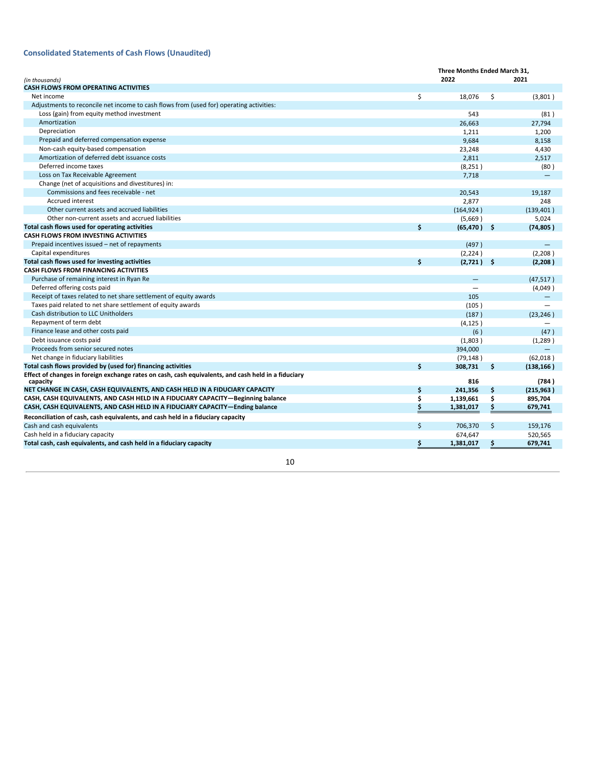## Consolidated Statements of Cash Flows (Unaudited)

| *(in thousands)* | Three Months Ended March 31, 2022 | 2021 |
|---|---|---|
| **CASH FLOWS FROM OPERATING ACTIVITIES** | | |
| Net income | $ 18,076 | $ (3,801) |
| Adjustments to reconcile net income to cash flows from (used for) operating activities: | | |
| Loss (gain) from equity method investment | 543 | (81) |
| Amortization | 26,663 | 27,794 |
| Depreciation | 1,211 | 1,200 |
| Prepaid and deferred compensation expense | 9,684 | 8,158 |
| Non-cash equity-based compensation | 23,248 | 4,430 |
| Amortization of deferred debt issuance costs | 2,811 | 2,517 |
| Deferred income taxes | (8,251) | (80) |
| Loss on Tax Receivable Agreement | 7,718 | — |
| Change (net of acquisitions and divestitures) in: | | |
| Commissions and fees receivable - net | 20,543 | 19,187 |
| Accrued interest | 2,877 | 248 |
| Other current assets and accrued liabilities | (164,924) | (139,401) |
| Other non-current assets and accrued liabilities | (5,669) | 5,024 |
| **Total cash flows used for operating activities** | **$ (65,470)** | **$ (74,805)** |
| **CASH FLOWS FROM INVESTING ACTIVITIES** | | |
| Prepaid incentives issued – net of repayments | (497) | — |
| Capital expenditures | (2,224) | (2,208) |
| **Total cash flows used for investing activities** | **$ (2,721)** | **$ (2,208)** |
| **CASH FLOWS FROM FINANCING ACTIVITIES** | | |
| Purchase of remaining interest in Ryan Re | — | (47,517) |
| Deferred offering costs paid | — | (4,049) |
| Receipt of taxes related to net share settlement of equity awards | 105 | — |
| Taxes paid related to net share settlement of equity awards | (105) | — |
| Cash distribution to LLC Unitholders | (187) | (23,246) |
| Repayment of term debt | (4,125) | — |
| Finance lease and other costs paid | (6) | (47) |
| Debt issuance costs paid | (1,803) | (1,289) |
| Proceeds from senior secured notes | 394,000 | — |
| Net change in fiduciary liabilities | (79,148) | (62,018) |
| **Total cash flows provided by (used for) financing activities** | **$ 308,731** | **$ (138,166)** |
| **Effect of changes in foreign exchange rates on cash, cash equivalents, and cash held in a fiduciary capacity** | **816** | **(784)** |
| **NET CHANGE IN CASH, CASH EQUIVALENTS, AND CASH HELD IN A FIDUCIARY CAPACITY** | **$ 241,356** | **$ (215,963)** |
| **CASH, CASH EQUIVALENTS, AND CASH HELD IN A FIDUCIARY CAPACITY—Beginning balance** | **$ 1,139,661** | **$ 895,704** |
| **CASH, CASH EQUIVALENTS, AND CASH HELD IN A FIDUCIARY CAPACITY—Ending balance** | **$ 1,381,017** | **$ 679,741** |
| **Reconciliation of cash, cash equivalents, and cash held in a fiduciary capacity** | | |
| Cash and cash equivalents | $ 706,370 | $ 159,176 |
| Cash held in a fiduciary capacity | 674,647 | 520,565 |
| **Total cash, cash equivalents, and cash held in a fiduciary capacity** | **$ 1,381,017** | **$ 679,741** |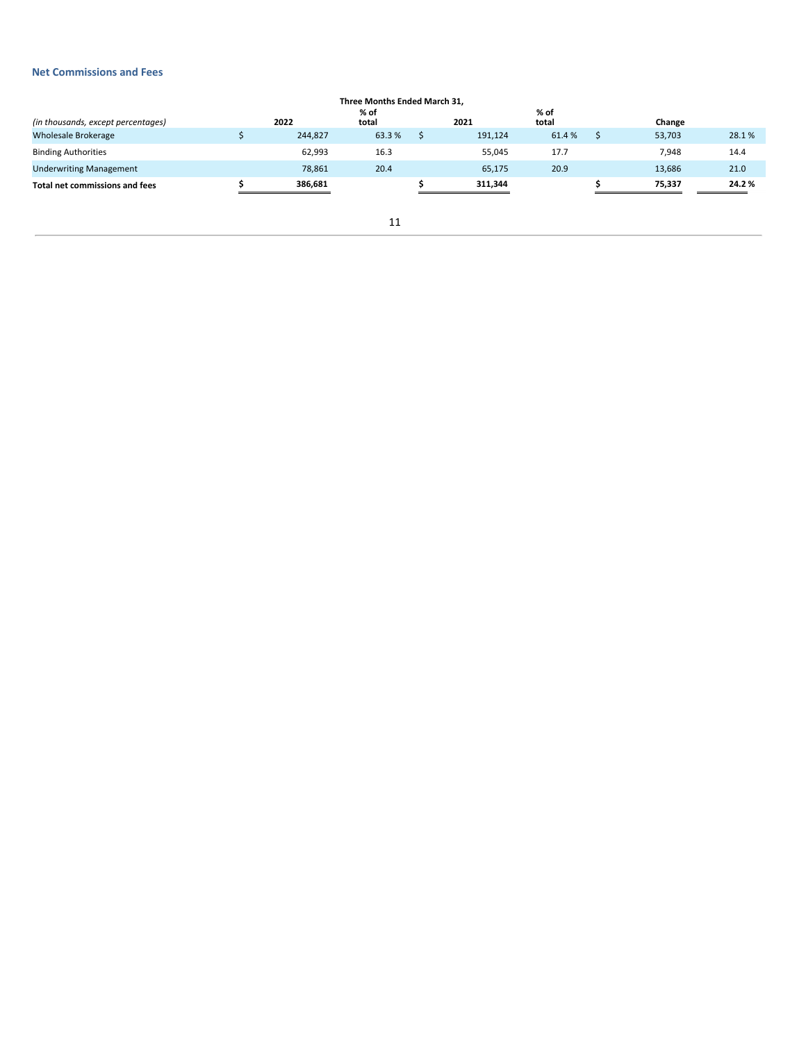## Net Commissions and Fees

| | Three Months Ended March 31, | | | | | |
|---|---|---|---|---|---|---|
| *(in thousands, except percentages)* | 2022 | % of total | 2021 | % of total | Change | |
| Wholesale Brokerage | $ 244,827 | 63.3 % | $ 191,124 | 61.4 % | $ 53,703 | 28.1 % |
| Binding Authorities | 62,993 | 16.3 | 55,045 | 17.7 | 7,948 | 14.4 |
| Underwriting Management | 78,861 | 20.4 | 65,175 | 20.9 | 13,686 | 21.0 |
| **Total net commissions and fees** | **$ 386,681** | | **$ 311,344** | | **$ 75,337** | **24.2 %** |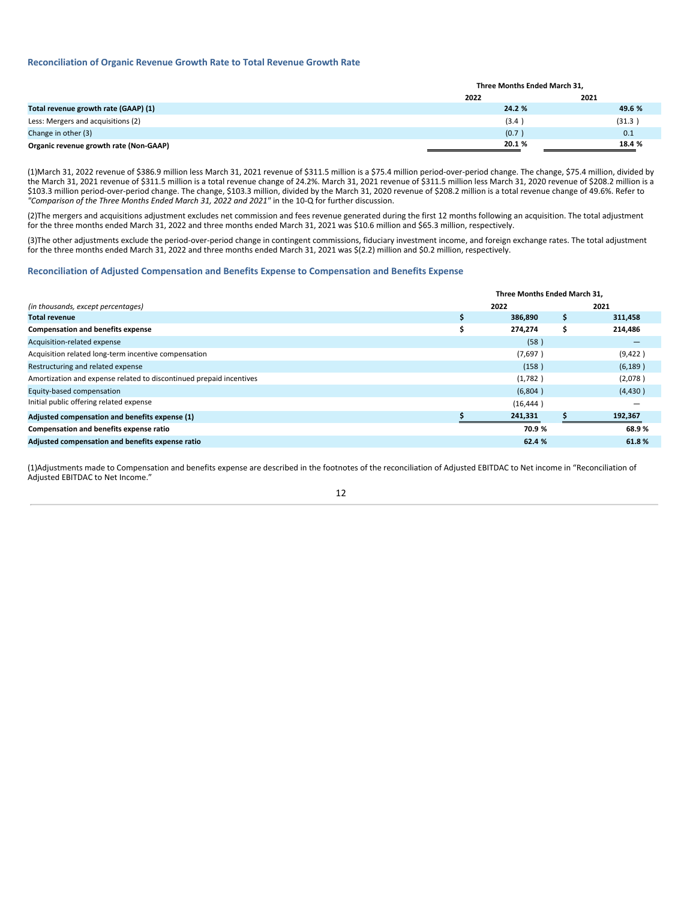### Reconciliation of Organic Revenue Growth Rate to Total Revenue Growth Rate

| | Three Months Ended March 31, | |
|---|---|---|
| | **2022** | **2021** |
| **Total revenue growth rate (GAAP) (1)** | **24.2 %** | **49.6 %** |
| Less: Mergers and acquisitions (2) | (3.4 ) | (31.3 ) |
| Change in other (3) | (0.7 ) | 0.1 |
| **Organic revenue growth rate (Non-GAAP)** | **20.1 %** | **18.4 %** |

(1)March 31, 2022 revenue of $386.9 million less March 31, 2021 revenue of $311.5 million is a $75.4 million period-over-period change. The change, $75.4 million, divided by the March 31, 2021 revenue of $311.5 million is a total revenue change of 24.2%. March 31, 2021 revenue of $311.5 million less March 31, 2020 revenue of $208.2 million is a $103.3 million period-over-period change. The change, $103.3 million, divided by the March 31, 2020 revenue of $208.2 million is a total revenue change of 49.6%. Refer to *"Comparison of the Three Months Ended March 31, 2022 and 2021"* in the 10-Q for further discussion.

(2)The mergers and acquisitions adjustment excludes net commission and fees revenue generated during the first 12 months following an acquisition. The total adjustment for the three months ended March 31, 2022 and three months ended March 31, 2021 was $10.6 million and $65.3 million, respectively.

(3)The other adjustments exclude the period-over-period change in contingent commissions, fiduciary investment income, and foreign exchange rates. The total adjustment for the three months ended March 31, 2022 and three months ended March 31, 2021 was $(2.2) million and $0.2 million, respectively.

### Reconciliation of Adjusted Compensation and Benefits Expense to Compensation and Benefits Expense

| | Three Months Ended March 31, | |
|---|---|---|
| *(in thousands, except percentages)* | **2022** | **2021** |
| **Total revenue** | **$ 386,890** | **$ 311,458** |
| **Compensation and benefits expense** | **$ 274,274** | **$ 214,486** |
| Acquisition-related expense | (58 ) | — |
| Acquisition related long-term incentive compensation | (7,697 ) | (9,422 ) |
| Restructuring and related expense | (158 ) | (6,189 ) |
| Amortization and expense related to discontinued prepaid incentives | (1,782 ) | (2,078 ) |
| Equity-based compensation | (6,804 ) | (4,430 ) |
| Initial public offering related expense | (16,444 ) | — |
| **Adjusted compensation and benefits expense (1)** | **$ 241,331** | **$ 192,367** |
| **Compensation and benefits expense ratio** | **70.9 %** | **68.9 %** |
| **Adjusted compensation and benefits expense ratio** | **62.4 %** | **61.8 %** |

(1)Adjustments made to Compensation and benefits expense are described in the footnotes of the reconciliation of Adjusted EBITDAC to Net income in "Reconciliation of Adjusted EBITDAC to Net Income."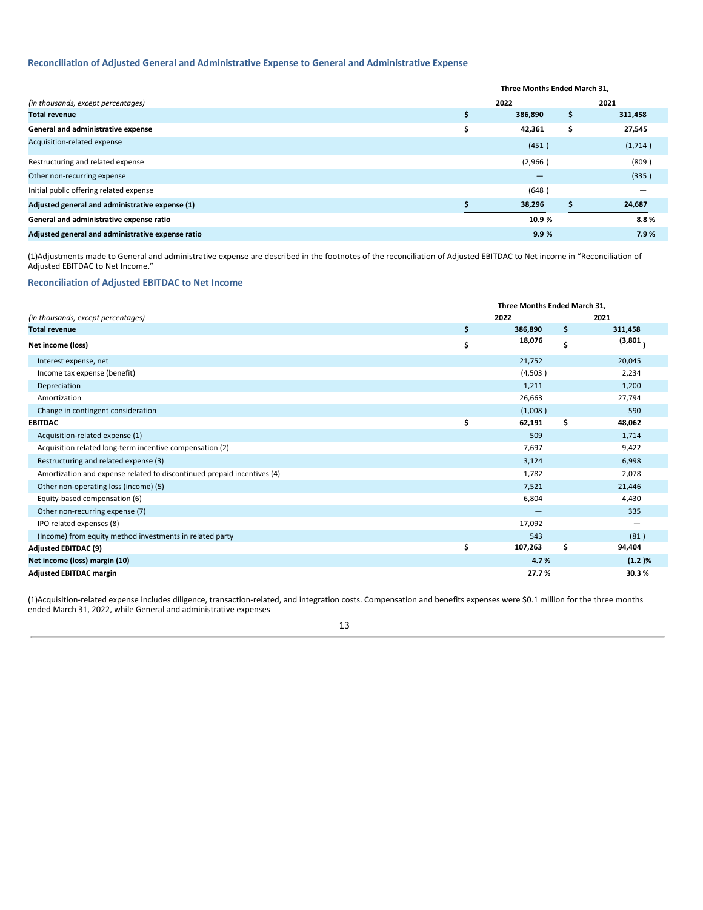### Reconciliation of Adjusted General and Administrative Expense to General and Administrative Expense

| *(in thousands, except percentages)* | Three Months Ended March 31, 2022 | 2021 |
|---|---|---|
| **Total revenue** | **$ 386,890** | **$ 311,458** |
| **General and administrative expense** | **$ 42,361** | **$ 27,545** |
| Acquisition-related expense | (451 ) | (1,714 ) |
| Restructuring and related expense | (2,966 ) | (809 ) |
| Other non-recurring expense | — | (335 ) |
| Initial public offering related expense | (648 ) | — |
| **Adjusted general and administrative expense (1)** | **$ 38,296** | **$ 24,687** |
| **General and administrative expense ratio** | **10.9 %** | **8.8 %** |
| **Adjusted general and administrative expense ratio** | **9.9 %** | **7.9 %** |

(1)Adjustments made to General and administrative expense are described in the footnotes of the reconciliation of Adjusted EBITDAC to Net income in "Reconciliation of Adjusted EBITDAC to Net Income."

### Reconciliation of Adjusted EBITDAC to Net Income

| *(in thousands, except percentages)* | Three Months Ended March 31, 2022 | 2021 |
|---|---|---|
| **Total revenue** | **$ 386,890** | **$ 311,458** |
| **Net income (loss)** | **$ 18,076** | **$ (3,801 )** |
| Interest expense, net | 21,752 | 20,045 |
| Income tax expense (benefit) | (4,503 ) | 2,234 |
| Depreciation | 1,211 | 1,200 |
| Amortization | 26,663 | 27,794 |
| Change in contingent consideration | (1,008 ) | 590 |
| **EBITDAC** | **$ 62,191** | **$ 48,062** |
| Acquisition-related expense (1) | 509 | 1,714 |
| Acquisition related long-term incentive compensation (2) | 7,697 | 9,422 |
| Restructuring and related expense (3) | 3,124 | 6,998 |
| Amortization and expense related to discontinued prepaid incentives (4) | 1,782 | 2,078 |
| Other non-operating loss (income) (5) | 7,521 | 21,446 |
| Equity-based compensation (6) | 6,804 | 4,430 |
| Other non-recurring expense (7) | — | 335 |
| IPO related expenses (8) | 17,092 | — |
| (Income) from equity method investments in related party | 543 | (81 ) |
| **Adjusted EBITDAC (9)** | **$ 107,263** | **$ 94,404** |
| **Net income (loss) margin (10)** | **4.7 %** | **(1.2 )%** |
| **Adjusted EBITDAC margin** | **27.7 %** | **30.3 %** |

(1)Acquisition-related expense includes diligence, transaction-related, and integration costs. Compensation and benefits expenses were $0.1 million for the three months ended March 31, 2022, while General and administrative expenses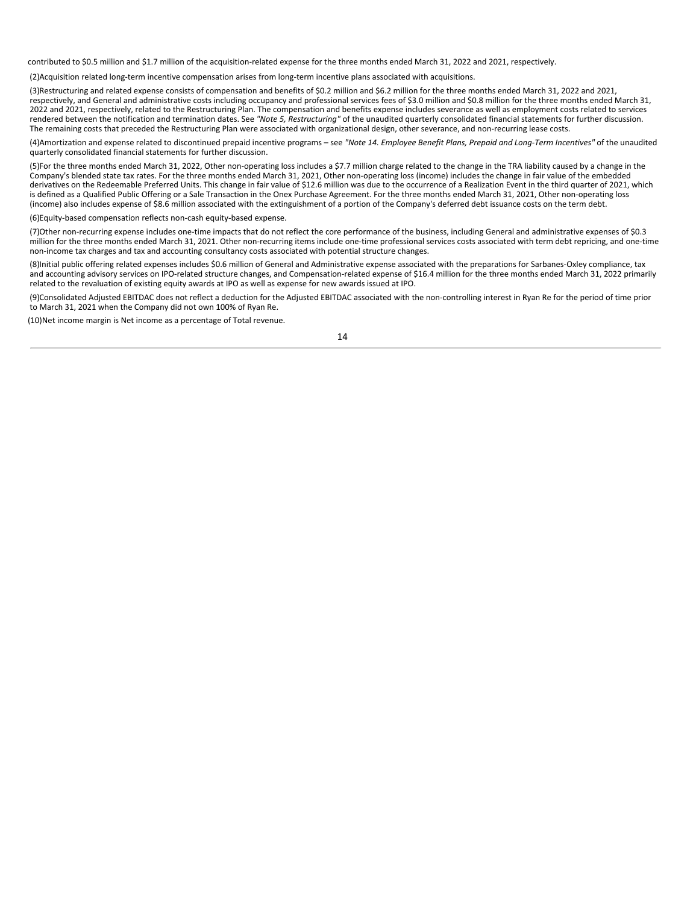contributed to $0.5 million and $1.7 million of the acquisition-related expense for the three months ended March 31, 2022 and 2021, respectively.

(2)Acquisition related long-term incentive compensation arises from long-term incentive plans associated with acquisitions.

(3)Restructuring and related expense consists of compensation and benefits of $0.2 million and $6.2 million for the three months ended March 31, 2022 and 2021, respectively, and General and administrative costs including occupancy and professional services fees of $3.0 million and $0.8 million for the three months ended March 31, 2022 and 2021, respectively, related to the Restructuring Plan. The compensation and benefits expense includes severance as well as employment costs related to services rendered between the notification and termination dates. See *"Note 5, Restructuring"* of the unaudited quarterly consolidated financial statements for further discussion. The remaining costs that preceded the Restructuring Plan were associated with organizational design, other severance, and non-recurring lease costs.

(4)Amortization and expense related to discontinued prepaid incentive programs – see *"Note 14. Employee Benefit Plans, Prepaid and Long-Term Incentives"* of the unaudited quarterly consolidated financial statements for further discussion.

(5)For the three months ended March 31, 2022, Other non-operating loss includes a $7.7 million charge related to the change in the TRA liability caused by a change in the Company's blended state tax rates. For the three months ended March 31, 2021, Other non-operating loss (income) includes the change in fair value of the embedded derivatives on the Redeemable Preferred Units. This change in fair value of $12.6 million was due to the occurrence of a Realization Event in the third quarter of 2021, which is defined as a Qualified Public Offering or a Sale Transaction in the Onex Purchase Agreement. For the three months ended March 31, 2021, Other non-operating loss (income) also includes expense of $8.6 million associated with the extinguishment of a portion of the Company's deferred debt issuance costs on the term debt.

(6)Equity-based compensation reflects non-cash equity-based expense.

(7)Other non-recurring expense includes one-time impacts that do not reflect the core performance of the business, including General and administrative expenses of $0.3 million for the three months ended March 31, 2021. Other non-recurring items include one-time professional services costs associated with term debt repricing, and one-time non-income tax charges and tax and accounting consultancy costs associated with potential structure changes.

(8)Initial public offering related expenses includes $0.6 million of General and Administrative expense associated with the preparations for Sarbanes-Oxley compliance, tax and accounting advisory services on IPO-related structure changes, and Compensation-related expense of $16.4 million for the three months ended March 31, 2022 primarily related to the revaluation of existing equity awards at IPO as well as expense for new awards issued at IPO.

(9)Consolidated Adjusted EBITDAC does not reflect a deduction for the Adjusted EBITDAC associated with the non-controlling interest in Ryan Re for the period of time prior to March 31, 2021 when the Company did not own 100% of Ryan Re.

(10)Net income margin is Net income as a percentage of Total revenue.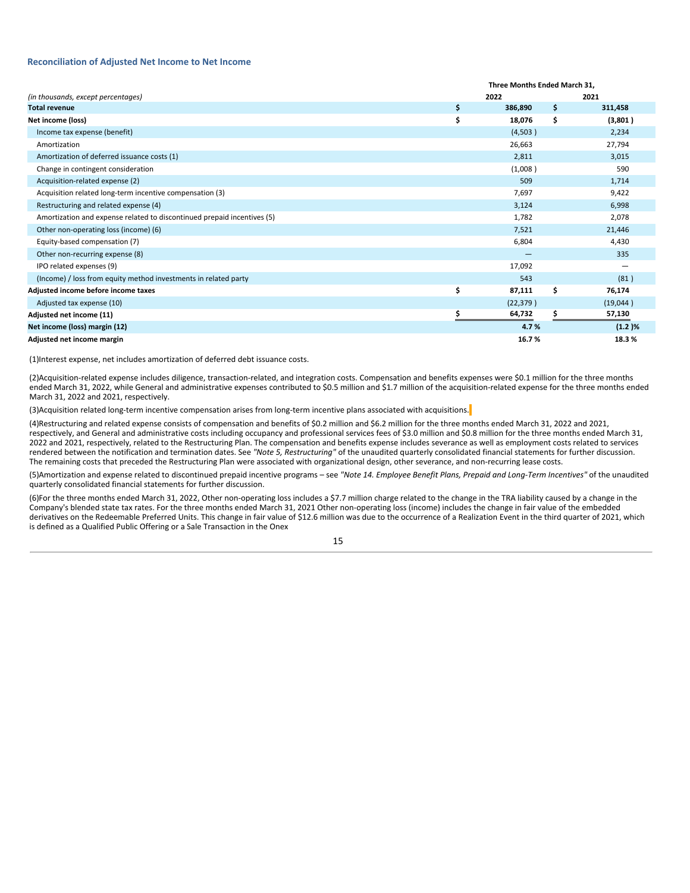### Reconciliation of Adjusted Net Income to Net Income

| *(in thousands, except percentages)* | Three Months Ended March 31, 2022 | 2021 |
|---|---|---|
| **Total revenue** | **$ 386,890** | **$ 311,458** |
| **Net income (loss)** | **$ 18,076** | **$ (3,801 )** |
| Income tax expense (benefit) | (4,503 ) | 2,234 |
| Amortization | 26,663 | 27,794 |
| Amortization of deferred issuance costs (1) | 2,811 | 3,015 |
| Change in contingent consideration | (1,008 ) | 590 |
| Acquisition-related expense (2) | 509 | 1,714 |
| Acquisition related long-term incentive compensation (3) | 7,697 | 9,422 |
| Restructuring and related expense (4) | 3,124 | 6,998 |
| Amortization and expense related to discontinued prepaid incentives (5) | 1,782 | 2,078 |
| Other non-operating loss (income) (6) | 7,521 | 21,446 |
| Equity-based compensation (7) | 6,804 | 4,430 |
| Other non-recurring expense (8) | — | 335 |
| IPO related expenses (9) | 17,092 | — |
| (Income) / loss from equity method investments in related party | 543 | (81 ) |
| **Adjusted income before income taxes** | **$ 87,111** | **$ 76,174** |
| Adjusted tax expense (10) | (22,379 ) | (19,044 ) |
| **Adjusted net income (11)** | **$ 64,732** | **$ 57,130** |
| **Net income (loss) margin (12)** | **4.7 %** | **(1.2 )%** |
| **Adjusted net income margin** | **16.7 %** | **18.3 %** |

(1)Interest expense, net includes amortization of deferred debt issuance costs.

(2)Acquisition-related expense includes diligence, transaction-related, and integration costs. Compensation and benefits expenses were $0.1 million for the three months ended March 31, 2022, while General and administrative expenses contributed to $0.5 million and $1.7 million of the acquisition-related expense for the three months ended March 31, 2022 and 2021, respectively.

(3)Acquisition related long-term incentive compensation arises from long-term incentive plans associated with acquisitions.

(4)Restructuring and related expense consists of compensation and benefits of $0.2 million and $6.2 million for the three months ended March 31, 2022 and 2021, respectively, and General and administrative costs including occupancy and professional services fees of $3.0 million and $0.8 million for the three months ended March 31, 2022 and 2021, respectively, related to the Restructuring Plan. The compensation and benefits expense includes severance as well as employment costs related to services rendered between the notification and termination dates. See *"Note 5, Restructuring"* of the unaudited quarterly consolidated financial statements for further discussion. The remaining costs that preceded the Restructuring Plan were associated with organizational design, other severance, and non-recurring lease costs.

(5)Amortization and expense related to discontinued prepaid incentive programs – see *"Note 14. Employee Benefit Plans, Prepaid and Long-Term Incentives"* of the unaudited quarterly consolidated financial statements for further discussion.

(6)For the three months ended March 31, 2022, Other non-operating loss includes a $7.7 million charge related to the change in the TRA liability caused by a change in the Company's blended state tax rates. For the three months ended March 31, 2021 Other non-operating loss (income) includes the change in fair value of the embedded derivatives on the Redeemable Preferred Units. This change in fair value of $12.6 million was due to the occurrence of a Realization Event in the third quarter of 2021, which is defined as a Qualified Public Offering or a Sale Transaction in the Onex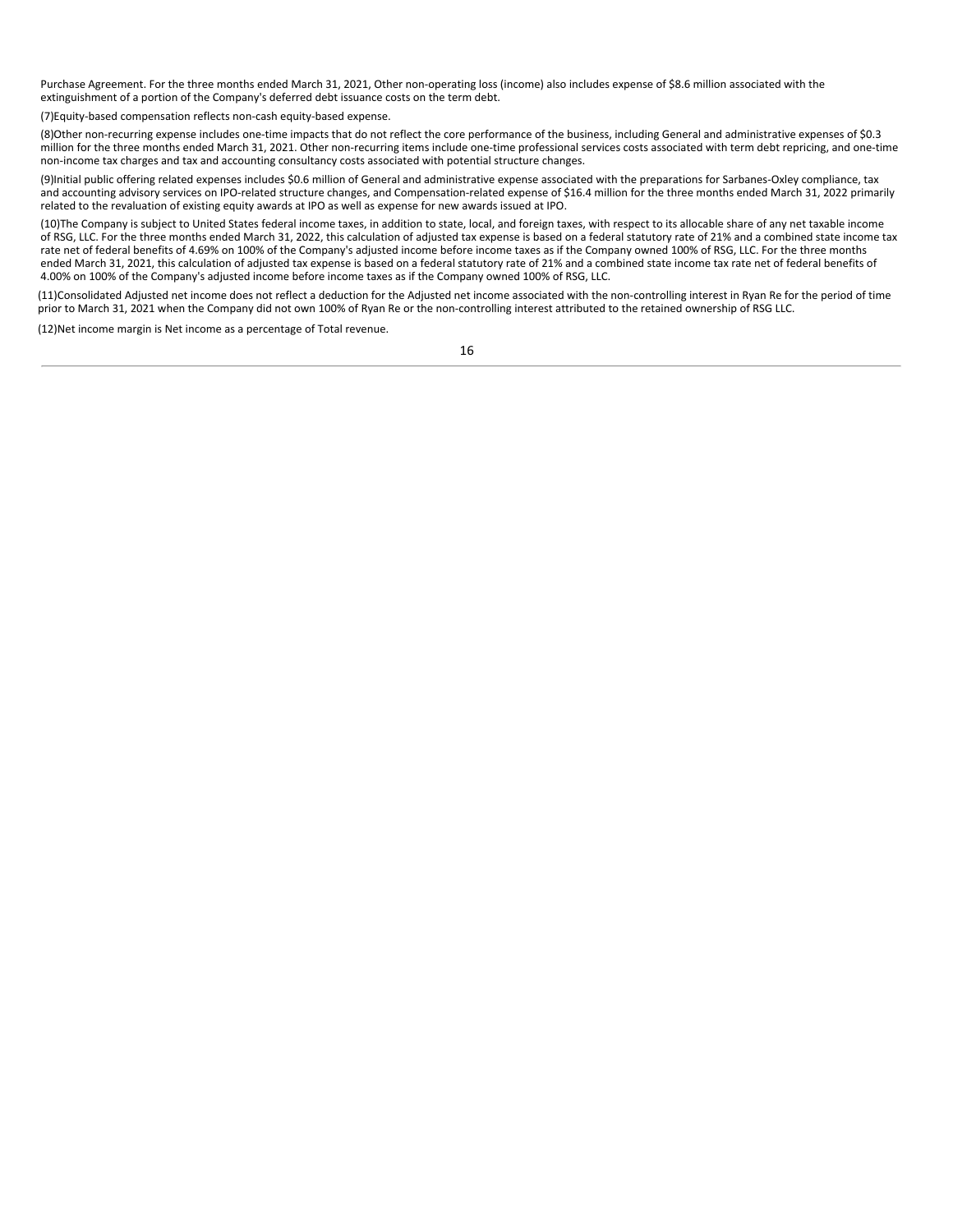Purchase Agreement. For the three months ended March 31, 2021, Other non-operating loss (income) also includes expense of $8.6 million associated with the extinguishment of a portion of the Company's deferred debt issuance costs on the term debt.

(7)Equity-based compensation reflects non-cash equity-based expense.

(8)Other non-recurring expense includes one-time impacts that do not reflect the core performance of the business, including General and administrative expenses of $0.3 million for the three months ended March 31, 2021. Other non-recurring items include one-time professional services costs associated with term debt repricing, and one-time non-income tax charges and tax and accounting consultancy costs associated with potential structure changes.

(9)Initial public offering related expenses includes $0.6 million of General and administrative expense associated with the preparations for Sarbanes-Oxley compliance, tax and accounting advisory services on IPO-related structure changes, and Compensation-related expense of $16.4 million for the three months ended March 31, 2022 primarily related to the revaluation of existing equity awards at IPO as well as expense for new awards issued at IPO.

(10)The Company is subject to United States federal income taxes, in addition to state, local, and foreign taxes, with respect to its allocable share of any net taxable income of RSG, LLC. For the three months ended March 31, 2022, this calculation of adjusted tax expense is based on a federal statutory rate of 21% and a combined state income tax rate net of federal benefits of 4.69% on 100% of the Company's adjusted income before income taxes as if the Company owned 100% of RSG, LLC. For the three months ended March 31, 2021, this calculation of adjusted tax expense is based on a federal statutory rate of 21% and a combined state income tax rate net of federal benefits of 4.00% on 100% of the Company's adjusted income before income taxes as if the Company owned 100% of RSG, LLC.

(11)Consolidated Adjusted net income does not reflect a deduction for the Adjusted net income associated with the non-controlling interest in Ryan Re for the period of time prior to March 31, 2021 when the Company did not own 100% of Ryan Re or the non-controlling interest attributed to the retained ownership of RSG LLC.

(12)Net income margin is Net income as a percentage of Total revenue.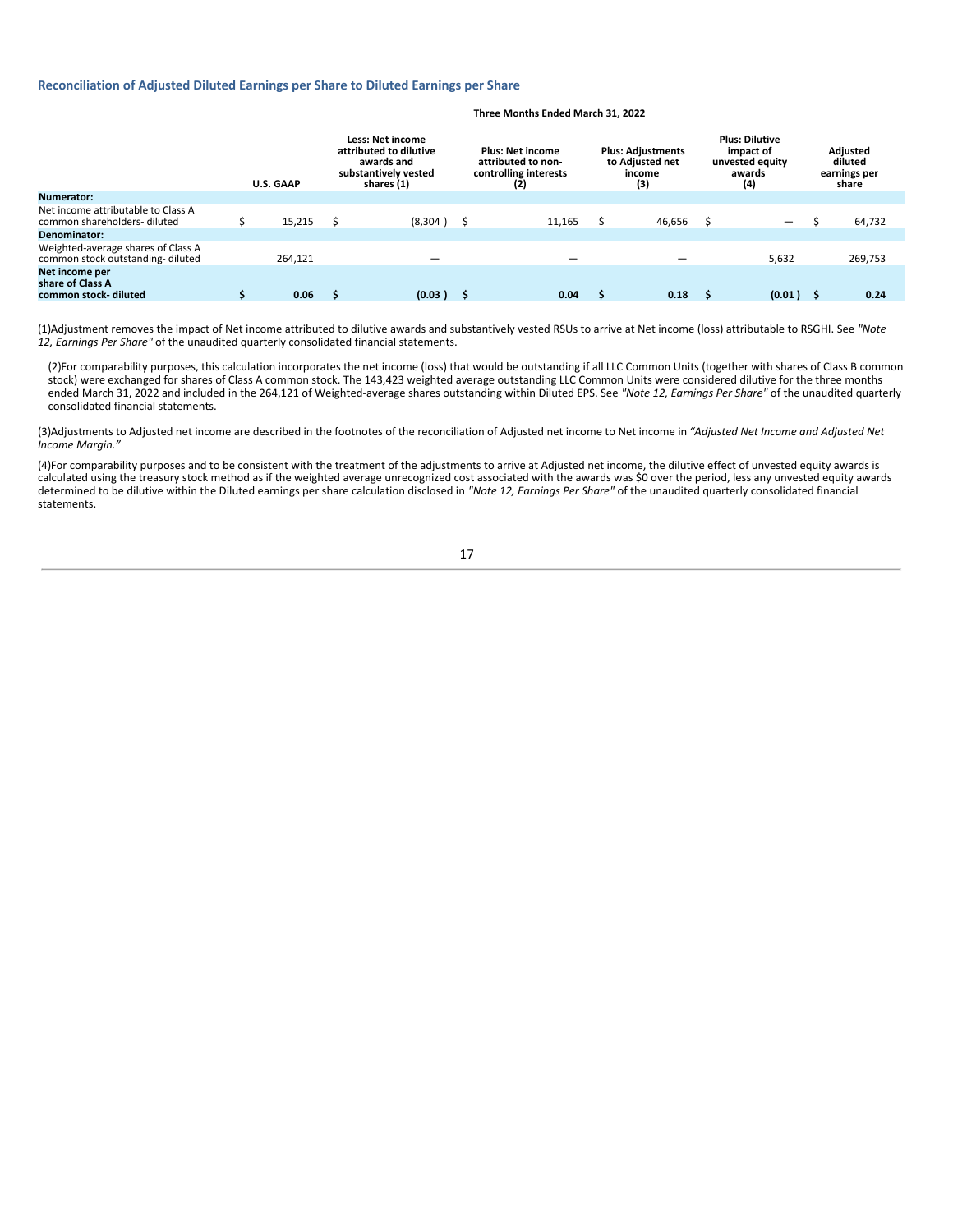### Reconciliation of Adjusted Diluted Earnings per Share to Diluted Earnings per Share

| | Three Months Ended March 31, 2022 | | | | | |
|---|---|---|---|---|---|---|
| | U.S. GAAP | Less: Net income attributed to dilutive awards and substantively vested shares (1) | Plus: Net income attributed to non-controlling interests (2) | Plus: Adjustments to Adjusted net income (3) | Plus: Dilutive impact of unvested equity awards (4) | Adjusted diluted earnings per share |
| **Numerator:** | | | | | | |
| Net income attributable to Class A common shareholders- diluted | $ 15,215 | $ (8,304 ) | $ 11,165 | $ 46,656 | $ — | $ 64,732 |
| **Denominator:** | | | | | | |
| Weighted-average shares of Class A common stock outstanding- diluted | 264,121 | — | — | — | 5,632 | 269,753 |
| **Net income per share of Class A common stock- diluted** | **$ 0.06** | **$ (0.03 )** | **$ 0.04** | **$ 0.18** | **$ (0.01 )** | **$ 0.24** |

(1)Adjustment removes the impact of Net income attributed to dilutive awards and substantively vested RSUs to arrive at Net income (loss) attributable to RSGHI. See *"Note 12, Earnings Per Share"* of the unaudited quarterly consolidated financial statements.

(2)For comparability purposes, this calculation incorporates the net income (loss) that would be outstanding if all LLC Common Units (together with shares of Class B common stock) were exchanged for shares of Class A common stock. The 143,423 weighted average outstanding LLC Common Units were considered dilutive for the three months ended March 31, 2022 and included in the 264,121 of Weighted-average shares outstanding within Diluted EPS. See *"Note 12, Earnings Per Share"* of the unaudited quarterly consolidated financial statements.

(3)Adjustments to Adjusted net income are described in the footnotes of the reconciliation of Adjusted net income to Net income in *"Adjusted Net Income and Adjusted Net Income Margin."*

(4)For comparability purposes and to be consistent with the treatment of the adjustments to arrive at Adjusted net income, the dilutive effect of unvested equity awards is calculated using the treasury stock method as if the weighted average unrecognized cost associated with the awards was $0 over the period, less any unvested equity awards determined to be dilutive within the Diluted earnings per share calculation disclosed in *"Note 12, Earnings Per Share"* of the unaudited quarterly consolidated financial statements.